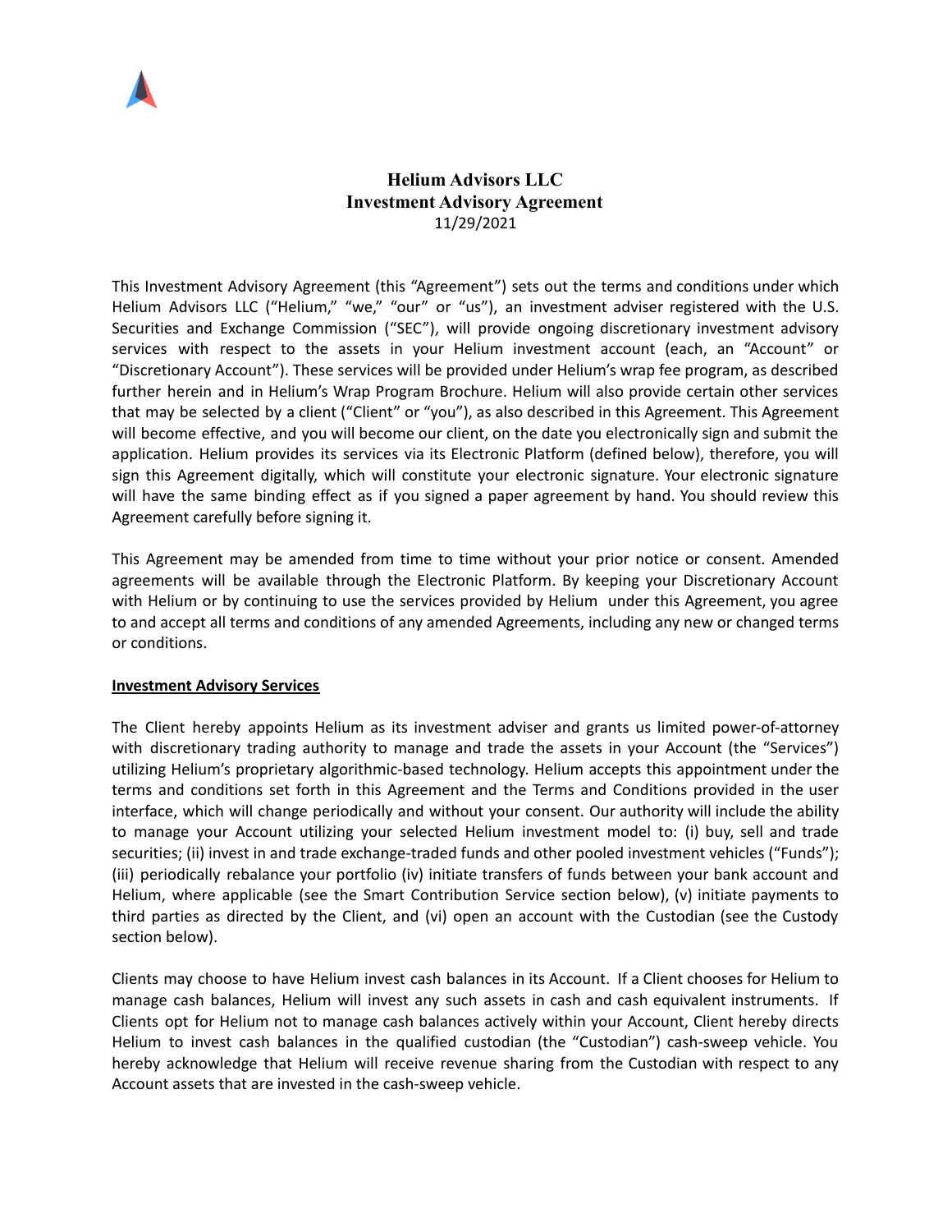# Helium Advisors LLC
# Investment Advisory Agreement

11/29/2021

This Investment Advisory Agreement (this "Agreement") sets out the terms and conditions under which Helium Advisors LLC ("Helium," "we," "our" or "us"), an investment adviser registered with the U.S. Securities and Exchange Commission ("SEC"), will provide ongoing discretionary investment advisory services with respect to the assets in your Helium investment account (each, an "Account" or "Discretionary Account"). These services will be provided under Helium's wrap fee program, as described further herein and in Helium's Wrap Program Brochure. Helium will also provide certain other services that may be selected by a client ("Client" or "you"), as also described in this Agreement. This Agreement will become effective, and you will become our client, on the date you electronically sign and submit the application. Helium provides its services via its Electronic Platform (defined below), therefore, you will sign this Agreement digitally, which will constitute your electronic signature. Your electronic signature will have the same binding effect as if you signed a paper agreement by hand. You should review this Agreement carefully before signing it.

This Agreement may be amended from time to time without your prior notice or consent. Amended agreements will be available through the Electronic Platform. By keeping your Discretionary Account with Helium or by continuing to use the services provided by Helium under this Agreement, you agree to and accept all terms and conditions of any amended Agreements, including any new or changed terms or conditions.

**Investment Advisory Services**

The Client hereby appoints Helium as its investment adviser and grants us limited power-of-attorney with discretionary trading authority to manage and trade the assets in your Account (the "Services") utilizing Helium's proprietary algorithmic-based technology. Helium accepts this appointment under the terms and conditions set forth in this Agreement and the Terms and Conditions provided in the user interface, which will change periodically and without your consent. Our authority will include the ability to manage your Account utilizing your selected Helium investment model to: (i) buy, sell and trade securities; (ii) invest in and trade exchange-traded funds and other pooled investment vehicles ("Funds"); (iii) periodically rebalance your portfolio (iv) initiate transfers of funds between your bank account and Helium, where applicable (see the Smart Contribution Service section below), (v) initiate payments to third parties as directed by the Client, and (vi) open an account with the Custodian (see the Custody section below).

Clients may choose to have Helium invest cash balances in its Account. If a Client chooses for Helium to manage cash balances, Helium will invest any such assets in cash and cash equivalent instruments. If Clients opt for Helium not to manage cash balances actively within your Account, Client hereby directs Helium to invest cash balances in the qualified custodian (the "Custodian") cash-sweep vehicle. You hereby acknowledge that Helium will receive revenue sharing from the Custodian with respect to any Account assets that are invested in the cash-sweep vehicle.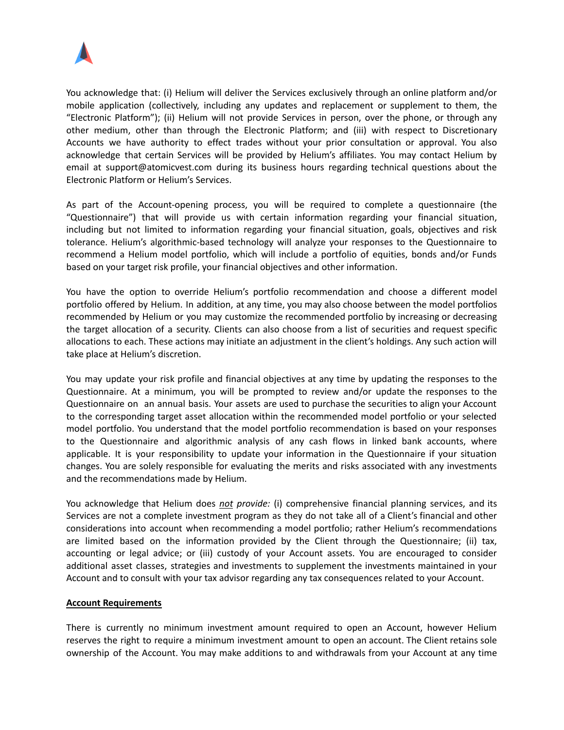You acknowledge that: (i) Helium will deliver the Services exclusively through an online platform and/or mobile application (collectively, including any updates and replacement or supplement to them, the "Electronic Platform"); (ii) Helium will not provide Services in person, over the phone, or through any other medium, other than through the Electronic Platform; and (iii) with respect to Discretionary Accounts we have authority to effect trades without your prior consultation or approval. You also acknowledge that certain Services will be provided by Helium's affiliates. You may contact Helium by email at support@atomicvest.com during its business hours regarding technical questions about the Electronic Platform or Helium's Services.

As part of the Account-opening process, you will be required to complete a questionnaire (the "Questionnaire") that will provide us with certain information regarding your financial situation, including but not limited to information regarding your financial situation, goals, objectives and risk tolerance. Helium's algorithmic-based technology will analyze your responses to the Questionnaire to recommend a Helium model portfolio, which will include a portfolio of equities, bonds and/or Funds based on your target risk profile, your financial objectives and other information.

You have the option to override Helium's portfolio recommendation and choose a different model portfolio offered by Helium. In addition, at any time, you may also choose between the model portfolios recommended by Helium or you may customize the recommended portfolio by increasing or decreasing the target allocation of a security. Clients can also choose from a list of securities and request specific allocations to each. These actions may initiate an adjustment in the client's holdings. Any such action will take place at Helium's discretion.

You may update your risk profile and financial objectives at any time by updating the responses to the Questionnaire. At a minimum, you will be prompted to review and/or update the responses to the Questionnaire on an annual basis. Your assets are used to purchase the securities to align your Account to the corresponding target asset allocation within the recommended model portfolio or your selected model portfolio. You understand that the model portfolio recommendation is based on your responses to the Questionnaire and algorithmic analysis of any cash flows in linked bank accounts, where applicable. It is your responsibility to update your information in the Questionnaire if your situation changes. You are solely responsible for evaluating the merits and risks associated with any investments and the recommendations made by Helium.

You acknowledge that Helium does ***not*** *provide:* (i) comprehensive financial planning services, and its Services are not a complete investment program as they do not take all of a Client's financial and other considerations into account when recommending a model portfolio; rather Helium's recommendations are limited based on the information provided by the Client through the Questionnaire; (ii) tax, accounting or legal advice; or (iii) custody of your Account assets. You are encouraged to consider additional asset classes, strategies and investments to supplement the investments maintained in your Account and to consult with your tax advisor regarding any tax consequences related to your Account.

**Account Requirements**

There is currently no minimum investment amount required to open an Account, however Helium reserves the right to require a minimum investment amount to open an account. The Client retains sole ownership of the Account. You may make additions to and withdrawals from your Account at any time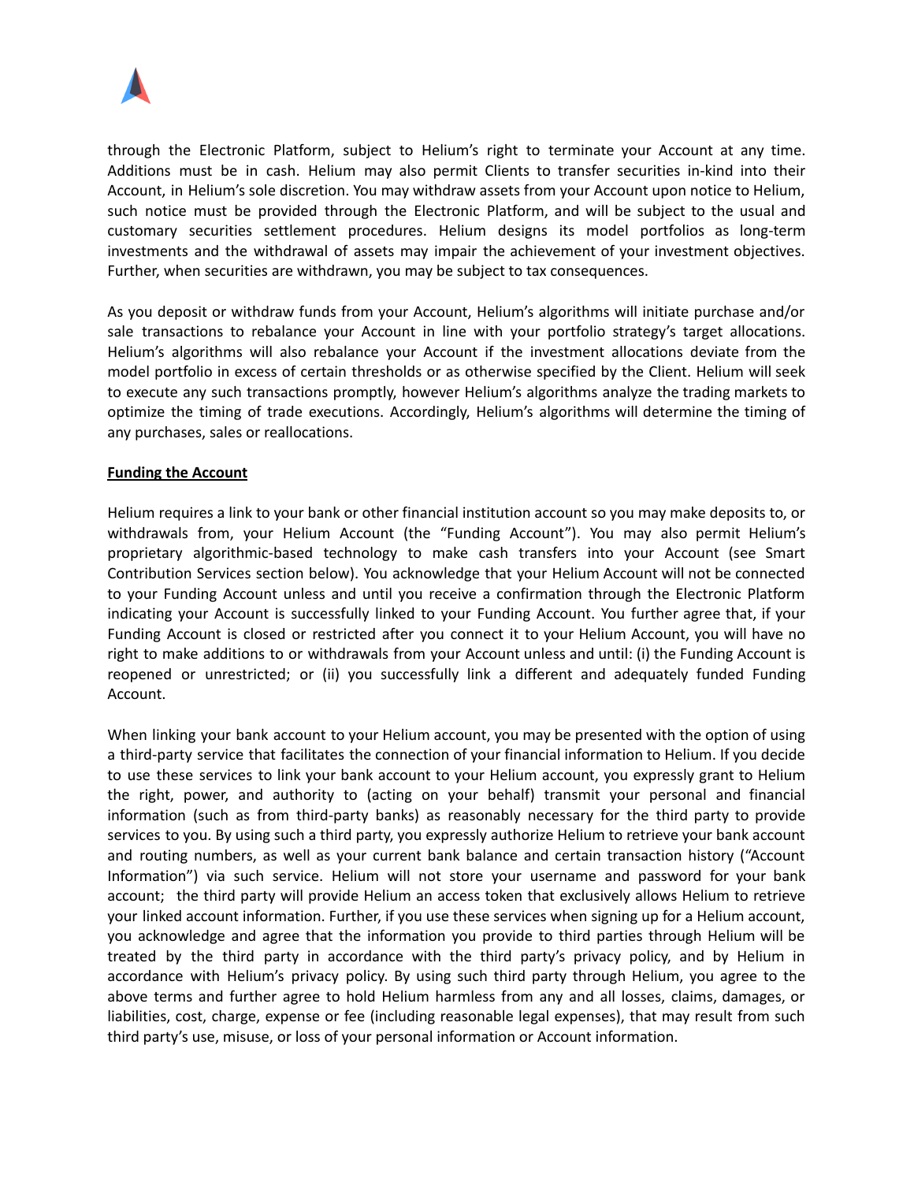through the Electronic Platform, subject to Helium's right to terminate your Account at any time. Additions must be in cash. Helium may also permit Clients to transfer securities in-kind into their Account, in Helium's sole discretion. You may withdraw assets from your Account upon notice to Helium, such notice must be provided through the Electronic Platform, and will be subject to the usual and customary securities settlement procedures. Helium designs its model portfolios as long-term investments and the withdrawal of assets may impair the achievement of your investment objectives. Further, when securities are withdrawn, you may be subject to tax consequences.

As you deposit or withdraw funds from your Account, Helium's algorithms will initiate purchase and/or sale transactions to rebalance your Account in line with your portfolio strategy's target allocations. Helium's algorithms will also rebalance your Account if the investment allocations deviate from the model portfolio in excess of certain thresholds or as otherwise specified by the Client. Helium will seek to execute any such transactions promptly, however Helium's algorithms analyze the trading markets to optimize the timing of trade executions. Accordingly, Helium's algorithms will determine the timing of any purchases, sales or reallocations.

**Funding the Account**

Helium requires a link to your bank or other financial institution account so you may make deposits to, or withdrawals from, your Helium Account (the "Funding Account"). You may also permit Helium's proprietary algorithmic-based technology to make cash transfers into your Account (see Smart Contribution Services section below). You acknowledge that your Helium Account will not be connected to your Funding Account unless and until you receive a confirmation through the Electronic Platform indicating your Account is successfully linked to your Funding Account. You further agree that, if your Funding Account is closed or restricted after you connect it to your Helium Account, you will have no right to make additions to or withdrawals from your Account unless and until: (i) the Funding Account is reopened or unrestricted; or (ii) you successfully link a different and adequately funded Funding Account.

When linking your bank account to your Helium account, you may be presented with the option of using a third-party service that facilitates the connection of your financial information to Helium. If you decide to use these services to link your bank account to your Helium account, you expressly grant to Helium the right, power, and authority to (acting on your behalf) transmit your personal and financial information (such as from third-party banks) as reasonably necessary for the third party to provide services to you. By using such a third party, you expressly authorize Helium to retrieve your bank account and routing numbers, as well as your current bank balance and certain transaction history ("Account Information") via such service. Helium will not store your username and password for your bank account; the third party will provide Helium an access token that exclusively allows Helium to retrieve your linked account information. Further, if you use these services when signing up for a Helium account, you acknowledge and agree that the information you provide to third parties through Helium will be treated by the third party in accordance with the third party's privacy policy, and by Helium in accordance with Helium's privacy policy. By using such third party through Helium, you agree to the above terms and further agree to hold Helium harmless from any and all losses, claims, damages, or liabilities, cost, charge, expense or fee (including reasonable legal expenses), that may result from such third party's use, misuse, or loss of your personal information or Account information.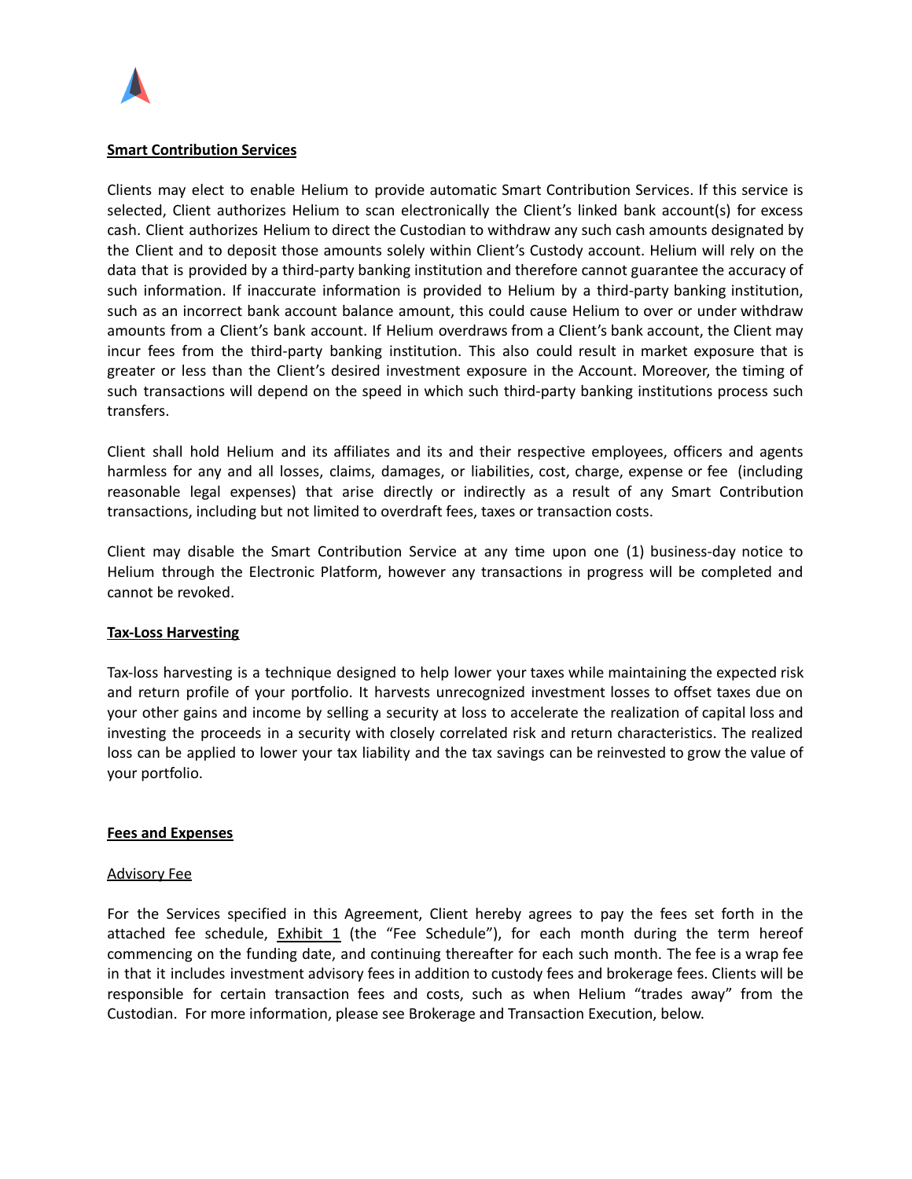**Smart Contribution Services**

Clients may elect to enable Helium to provide automatic Smart Contribution Services. If this service is selected, Client authorizes Helium to scan electronically the Client's linked bank account(s) for excess cash. Client authorizes Helium to direct the Custodian to withdraw any such cash amounts designated by the Client and to deposit those amounts solely within Client's Custody account. Helium will rely on the data that is provided by a third-party banking institution and therefore cannot guarantee the accuracy of such information. If inaccurate information is provided to Helium by a third-party banking institution, such as an incorrect bank account balance amount, this could cause Helium to over or under withdraw amounts from a Client's bank account. If Helium overdraws from a Client's bank account, the Client may incur fees from the third-party banking institution. This also could result in market exposure that is greater or less than the Client's desired investment exposure in the Account. Moreover, the timing of such transactions will depend on the speed in which such third-party banking institutions process such transfers.

Client shall hold Helium and its affiliates and its and their respective employees, officers and agents harmless for any and all losses, claims, damages, or liabilities, cost, charge, expense or fee (including reasonable legal expenses) that arise directly or indirectly as a result of any Smart Contribution transactions, including but not limited to overdraft fees, taxes or transaction costs.

Client may disable the Smart Contribution Service at any time upon one (1) business-day notice to Helium through the Electronic Platform, however any transactions in progress will be completed and cannot be revoked.

**Tax-Loss Harvesting**

Tax-loss harvesting is a technique designed to help lower your taxes while maintaining the expected risk and return profile of your portfolio. It harvests unrecognized investment losses to offset taxes due on your other gains and income by selling a security at loss to accelerate the realization of capital loss and investing the proceeds in a security with closely correlated risk and return characteristics. The realized loss can be applied to lower your tax liability and the tax savings can be reinvested to grow the value of your portfolio.

**Fees and Expenses**

Advisory Fee

For the Services specified in this Agreement, Client hereby agrees to pay the fees set forth in the attached fee schedule, Exhibit 1 (the "Fee Schedule"), for each month during the term hereof commencing on the funding date, and continuing thereafter for each such month. The fee is a wrap fee in that it includes investment advisory fees in addition to custody fees and brokerage fees. Clients will be responsible for certain transaction fees and costs, such as when Helium "trades away" from the Custodian. For more information, please see Brokerage and Transaction Execution, below.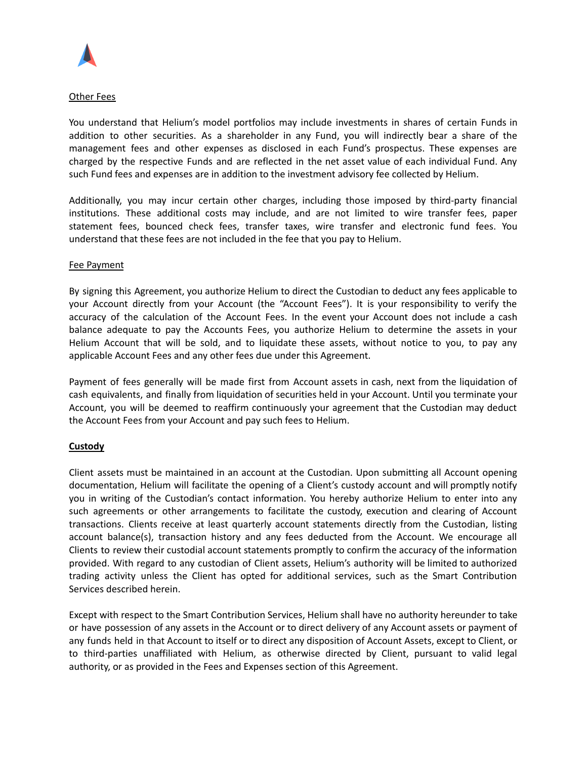<u>Other Fees</u>

You understand that Helium's model portfolios may include investments in shares of certain Funds in addition to other securities. As a shareholder in any Fund, you will indirectly bear a share of the management fees and other expenses as disclosed in each Fund's prospectus. These expenses are charged by the respective Funds and are reflected in the net asset value of each individual Fund. Any such Fund fees and expenses are in addition to the investment advisory fee collected by Helium.

Additionally, you may incur certain other charges, including those imposed by third-party financial institutions. These additional costs may include, and are not limited to wire transfer fees, paper statement fees, bounced check fees, transfer taxes, wire transfer and electronic fund fees. You understand that these fees are not included in the fee that you pay to Helium.

<u>Fee Payment</u>

By signing this Agreement, you authorize Helium to direct the Custodian to deduct any fees applicable to your Account directly from your Account (the "Account Fees"). It is your responsibility to verify the accuracy of the calculation of the Account Fees. In the event your Account does not include a cash balance adequate to pay the Accounts Fees, you authorize Helium to determine the assets in your Helium Account that will be sold, and to liquidate these assets, without notice to you, to pay any applicable Account Fees and any other fees due under this Agreement.

Payment of fees generally will be made first from Account assets in cash, next from the liquidation of cash equivalents, and finally from liquidation of securities held in your Account. Until you terminate your Account, you will be deemed to reaffirm continuously your agreement that the Custodian may deduct the Account Fees from your Account and pay such fees to Helium.

**<u>Custody</u>**

Client assets must be maintained in an account at the Custodian. Upon submitting all Account opening documentation, Helium will facilitate the opening of a Client's custody account and will promptly notify you in writing of the Custodian's contact information. You hereby authorize Helium to enter into any such agreements or other arrangements to facilitate the custody, execution and clearing of Account transactions. Clients receive at least quarterly account statements directly from the Custodian, listing account balance(s), transaction history and any fees deducted from the Account. We encourage all Clients to review their custodial account statements promptly to confirm the accuracy of the information provided. With regard to any custodian of Client assets, Helium's authority will be limited to authorized trading activity unless the Client has opted for additional services, such as the Smart Contribution Services described herein.

Except with respect to the Smart Contribution Services, Helium shall have no authority hereunder to take or have possession of any assets in the Account or to direct delivery of any Account assets or payment of any funds held in that Account to itself or to direct any disposition of Account Assets, except to Client, or to third-parties unaffiliated with Helium, as otherwise directed by Client, pursuant to valid legal authority, or as provided in the Fees and Expenses section of this Agreement.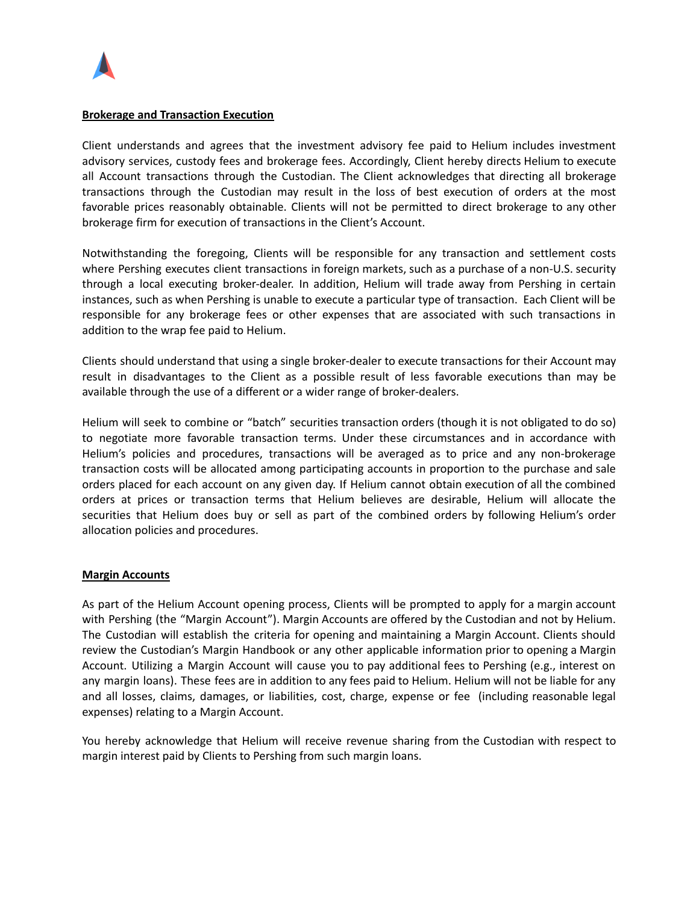**Brokerage and Transaction Execution**

Client understands and agrees that the investment advisory fee paid to Helium includes investment advisory services, custody fees and brokerage fees. Accordingly, Client hereby directs Helium to execute all Account transactions through the Custodian. The Client acknowledges that directing all brokerage transactions through the Custodian may result in the loss of best execution of orders at the most favorable prices reasonably obtainable. Clients will not be permitted to direct brokerage to any other brokerage firm for execution of transactions in the Client's Account.

Notwithstanding the foregoing, Clients will be responsible for any transaction and settlement costs where Pershing executes client transactions in foreign markets, such as a purchase of a non-U.S. security through a local executing broker-dealer. In addition, Helium will trade away from Pershing in certain instances, such as when Pershing is unable to execute a particular type of transaction. Each Client will be responsible for any brokerage fees or other expenses that are associated with such transactions in addition to the wrap fee paid to Helium.

Clients should understand that using a single broker-dealer to execute transactions for their Account may result in disadvantages to the Client as a possible result of less favorable executions than may be available through the use of a different or a wider range of broker-dealers.

Helium will seek to combine or "batch" securities transaction orders (though it is not obligated to do so) to negotiate more favorable transaction terms. Under these circumstances and in accordance with Helium's policies and procedures, transactions will be averaged as to price and any non-brokerage transaction costs will be allocated among participating accounts in proportion to the purchase and sale orders placed for each account on any given day. If Helium cannot obtain execution of all the combined orders at prices or transaction terms that Helium believes are desirable, Helium will allocate the securities that Helium does buy or sell as part of the combined orders by following Helium's order allocation policies and procedures.

**Margin Accounts**

As part of the Helium Account opening process, Clients will be prompted to apply for a margin account with Pershing (the "Margin Account"). Margin Accounts are offered by the Custodian and not by Helium. The Custodian will establish the criteria for opening and maintaining a Margin Account. Clients should review the Custodian's Margin Handbook or any other applicable information prior to opening a Margin Account. Utilizing a Margin Account will cause you to pay additional fees to Pershing (e.g., interest on any margin loans). These fees are in addition to any fees paid to Helium. Helium will not be liable for any and all losses, claims, damages, or liabilities, cost, charge, expense or fee (including reasonable legal expenses) relating to a Margin Account.

You hereby acknowledge that Helium will receive revenue sharing from the Custodian with respect to margin interest paid by Clients to Pershing from such margin loans.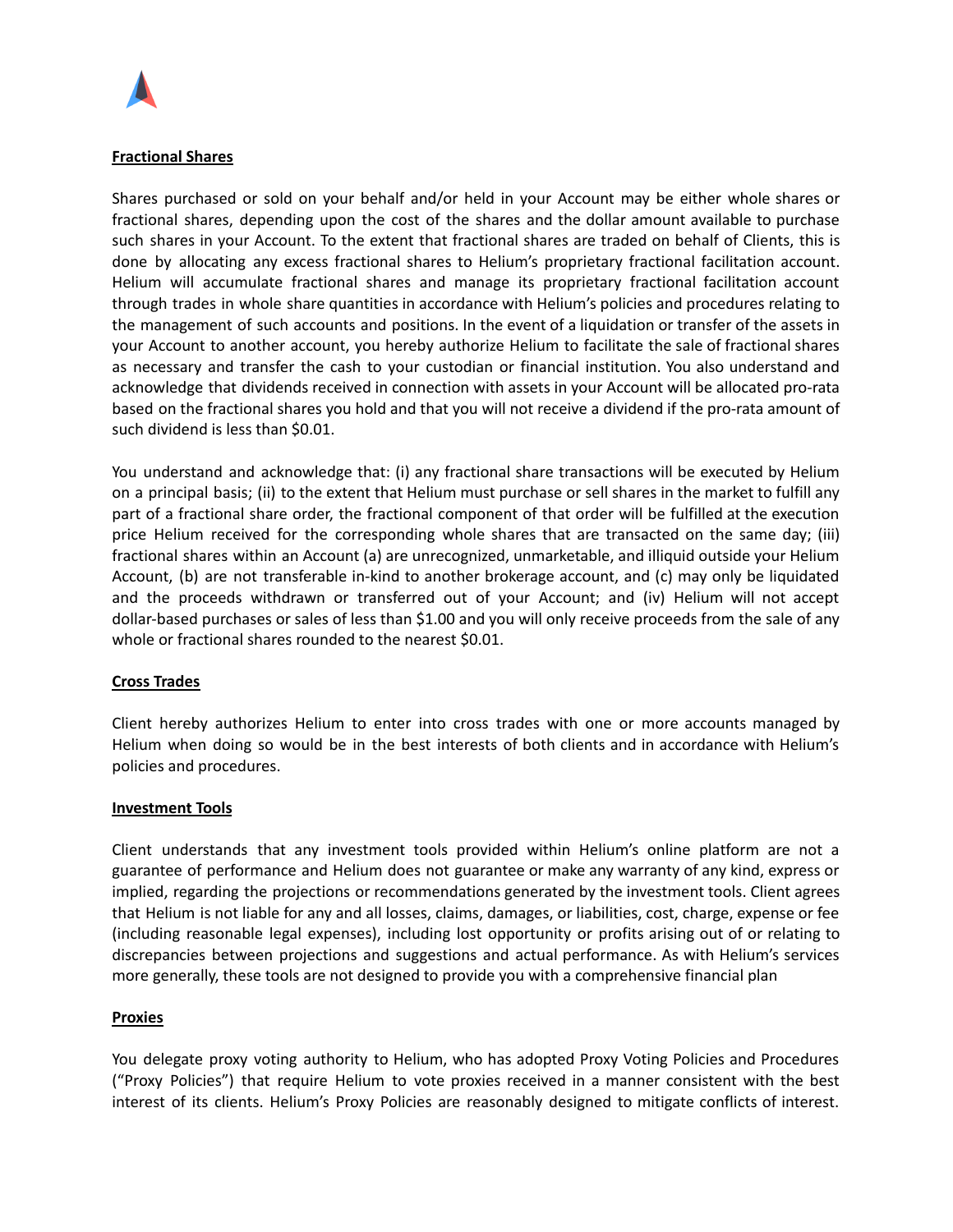**Fractional Shares**

Shares purchased or sold on your behalf and/or held in your Account may be either whole shares or fractional shares, depending upon the cost of the shares and the dollar amount available to purchase such shares in your Account. To the extent that fractional shares are traded on behalf of Clients, this is done by allocating any excess fractional shares to Helium's proprietary fractional facilitation account. Helium will accumulate fractional shares and manage its proprietary fractional facilitation account through trades in whole share quantities in accordance with Helium's policies and procedures relating to the management of such accounts and positions. In the event of a liquidation or transfer of the assets in your Account to another account, you hereby authorize Helium to facilitate the sale of fractional shares as necessary and transfer the cash to your custodian or financial institution. You also understand and acknowledge that dividends received in connection with assets in your Account will be allocated pro-rata based on the fractional shares you hold and that you will not receive a dividend if the pro-rata amount of such dividend is less than $0.01.

You understand and acknowledge that: (i) any fractional share transactions will be executed by Helium on a principal basis; (ii) to the extent that Helium must purchase or sell shares in the market to fulfill any part of a fractional share order, the fractional component of that order will be fulfilled at the execution price Helium received for the corresponding whole shares that are transacted on the same day; (iii) fractional shares within an Account (a) are unrecognized, unmarketable, and illiquid outside your Helium Account, (b) are not transferable in-kind to another brokerage account, and (c) may only be liquidated and the proceeds withdrawn or transferred out of your Account; and (iv) Helium will not accept dollar-based purchases or sales of less than $1.00 and you will only receive proceeds from the sale of any whole or fractional shares rounded to the nearest $0.01.

**Cross Trades**

Client hereby authorizes Helium to enter into cross trades with one or more accounts managed by Helium when doing so would be in the best interests of both clients and in accordance with Helium's policies and procedures.

**Investment Tools**

Client understands that any investment tools provided within Helium's online platform are not a guarantee of performance and Helium does not guarantee or make any warranty of any kind, express or implied, regarding the projections or recommendations generated by the investment tools. Client agrees that Helium is not liable for any and all losses, claims, damages, or liabilities, cost, charge, expense or fee (including reasonable legal expenses), including lost opportunity or profits arising out of or relating to discrepancies between projections and suggestions and actual performance. As with Helium's services more generally, these tools are not designed to provide you with a comprehensive financial plan

**Proxies**

You delegate proxy voting authority to Helium, who has adopted Proxy Voting Policies and Procedures ("Proxy Policies") that require Helium to vote proxies received in a manner consistent with the best interest of its clients. Helium's Proxy Policies are reasonably designed to mitigate conflicts of interest.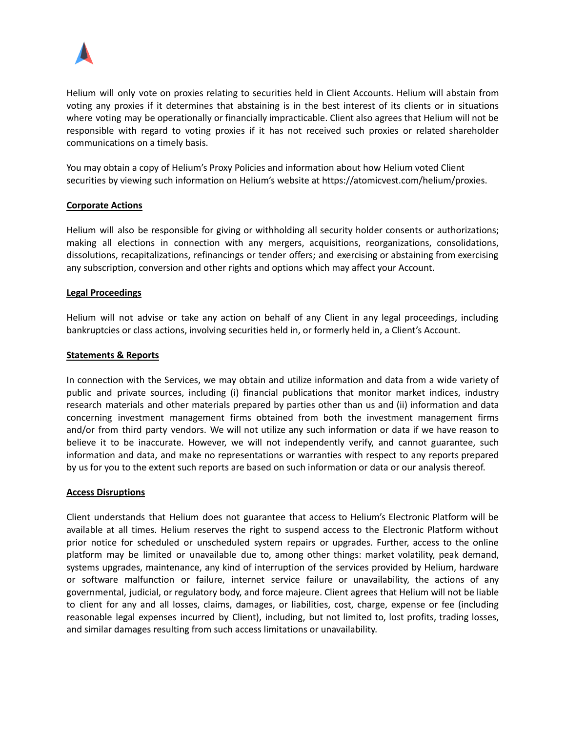Helium will only vote on proxies relating to securities held in Client Accounts. Helium will abstain from voting any proxies if it determines that abstaining is in the best interest of its clients or in situations where voting may be operationally or financially impracticable. Client also agrees that Helium will not be responsible with regard to voting proxies if it has not received such proxies or related shareholder communications on a timely basis.

You may obtain a copy of Helium's Proxy Policies and information about how Helium voted Client securities by viewing such information on Helium's website at https://atomicvest.com/helium/proxies.

**Corporate Actions**

Helium will also be responsible for giving or withholding all security holder consents or authorizations; making all elections in connection with any mergers, acquisitions, reorganizations, consolidations, dissolutions, recapitalizations, refinancings or tender offers; and exercising or abstaining from exercising any subscription, conversion and other rights and options which may affect your Account.

**Legal Proceedings**

Helium will not advise or take any action on behalf of any Client in any legal proceedings, including bankruptcies or class actions, involving securities held in, or formerly held in, a Client's Account.

**Statements & Reports**

In connection with the Services, we may obtain and utilize information and data from a wide variety of public and private sources, including (i) financial publications that monitor market indices, industry research materials and other materials prepared by parties other than us and (ii) information and data concerning investment management firms obtained from both the investment management firms and/or from third party vendors. We will not utilize any such information or data if we have reason to believe it to be inaccurate. However, we will not independently verify, and cannot guarantee, such information and data, and make no representations or warranties with respect to any reports prepared by us for you to the extent such reports are based on such information or data or our analysis thereof.

**Access Disruptions**

Client understands that Helium does not guarantee that access to Helium's Electronic Platform will be available at all times. Helium reserves the right to suspend access to the Electronic Platform without prior notice for scheduled or unscheduled system repairs or upgrades. Further, access to the online platform may be limited or unavailable due to, among other things: market volatility, peak demand, systems upgrades, maintenance, any kind of interruption of the services provided by Helium, hardware or software malfunction or failure, internet service failure or unavailability, the actions of any governmental, judicial, or regulatory body, and force majeure. Client agrees that Helium will not be liable to client for any and all losses, claims, damages, or liabilities, cost, charge, expense or fee (including reasonable legal expenses incurred by Client), including, but not limited to, lost profits, trading losses, and similar damages resulting from such access limitations or unavailability.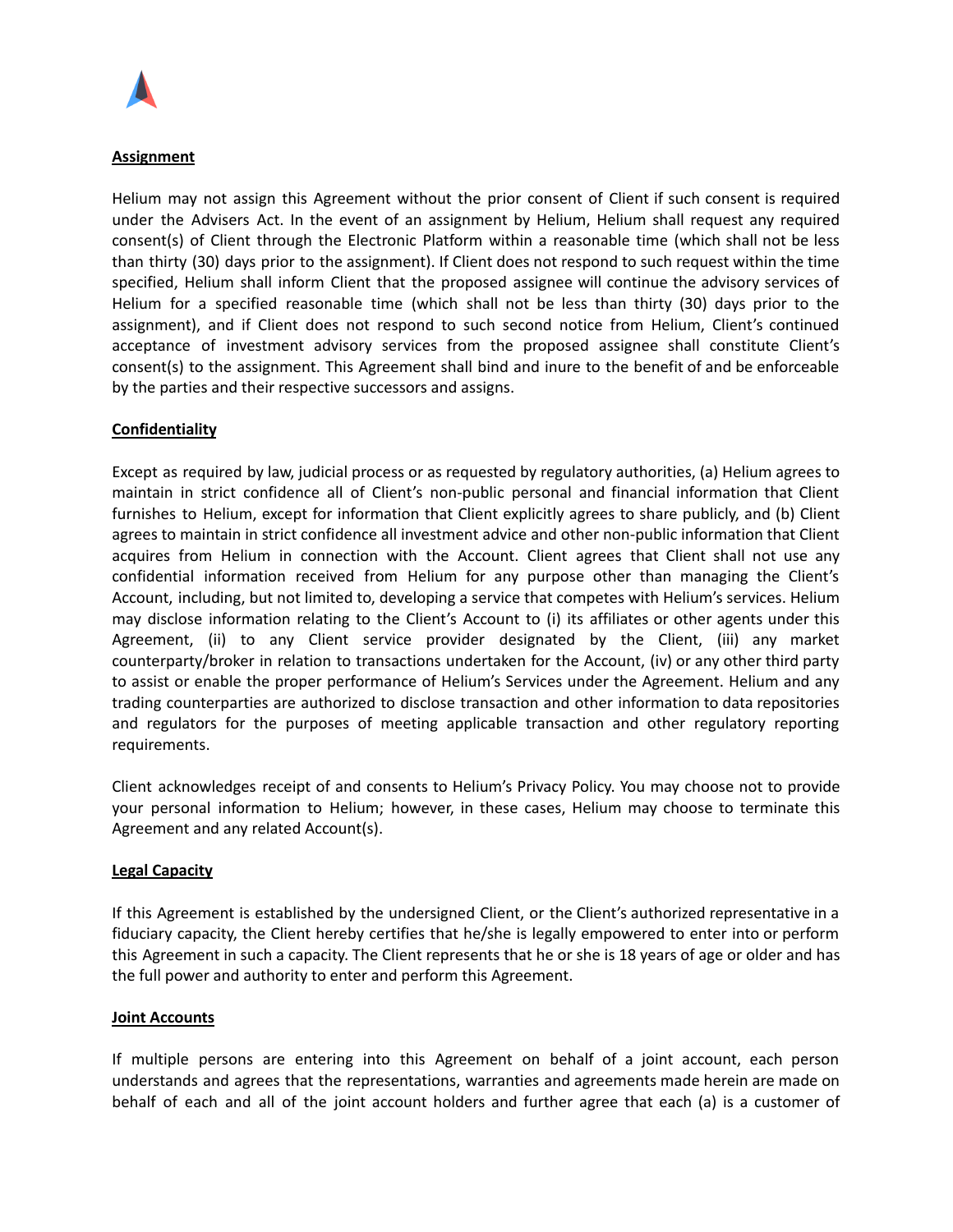**Assignment**

Helium may not assign this Agreement without the prior consent of Client if such consent is required under the Advisers Act. In the event of an assignment by Helium, Helium shall request any required consent(s) of Client through the Electronic Platform within a reasonable time (which shall not be less than thirty (30) days prior to the assignment). If Client does not respond to such request within the time specified, Helium shall inform Client that the proposed assignee will continue the advisory services of Helium for a specified reasonable time (which shall not be less than thirty (30) days prior to the assignment), and if Client does not respond to such second notice from Helium, Client's continued acceptance of investment advisory services from the proposed assignee shall constitute Client's consent(s) to the assignment. This Agreement shall bind and inure to the benefit of and be enforceable by the parties and their respective successors and assigns.

**Confidentiality**

Except as required by law, judicial process or as requested by regulatory authorities, (a) Helium agrees to maintain in strict confidence all of Client's non-public personal and financial information that Client furnishes to Helium, except for information that Client explicitly agrees to share publicly, and (b) Client agrees to maintain in strict confidence all investment advice and other non-public information that Client acquires from Helium in connection with the Account. Client agrees that Client shall not use any confidential information received from Helium for any purpose other than managing the Client's Account, including, but not limited to, developing a service that competes with Helium's services. Helium may disclose information relating to the Client's Account to (i) its affiliates or other agents under this Agreement, (ii) to any Client service provider designated by the Client, (iii) any market counterparty/broker in relation to transactions undertaken for the Account, (iv) or any other third party to assist or enable the proper performance of Helium's Services under the Agreement. Helium and any trading counterparties are authorized to disclose transaction and other information to data repositories and regulators for the purposes of meeting applicable transaction and other regulatory reporting requirements.

Client acknowledges receipt of and consents to Helium's Privacy Policy. You may choose not to provide your personal information to Helium; however, in these cases, Helium may choose to terminate this Agreement and any related Account(s).

**Legal Capacity**

If this Agreement is established by the undersigned Client, or the Client's authorized representative in a fiduciary capacity, the Client hereby certifies that he/she is legally empowered to enter into or perform this Agreement in such a capacity. The Client represents that he or she is 18 years of age or older and has the full power and authority to enter and perform this Agreement.

**Joint Accounts**

If multiple persons are entering into this Agreement on behalf of a joint account, each person understands and agrees that the representations, warranties and agreements made herein are made on behalf of each and all of the joint account holders and further agree that each (a) is a customer of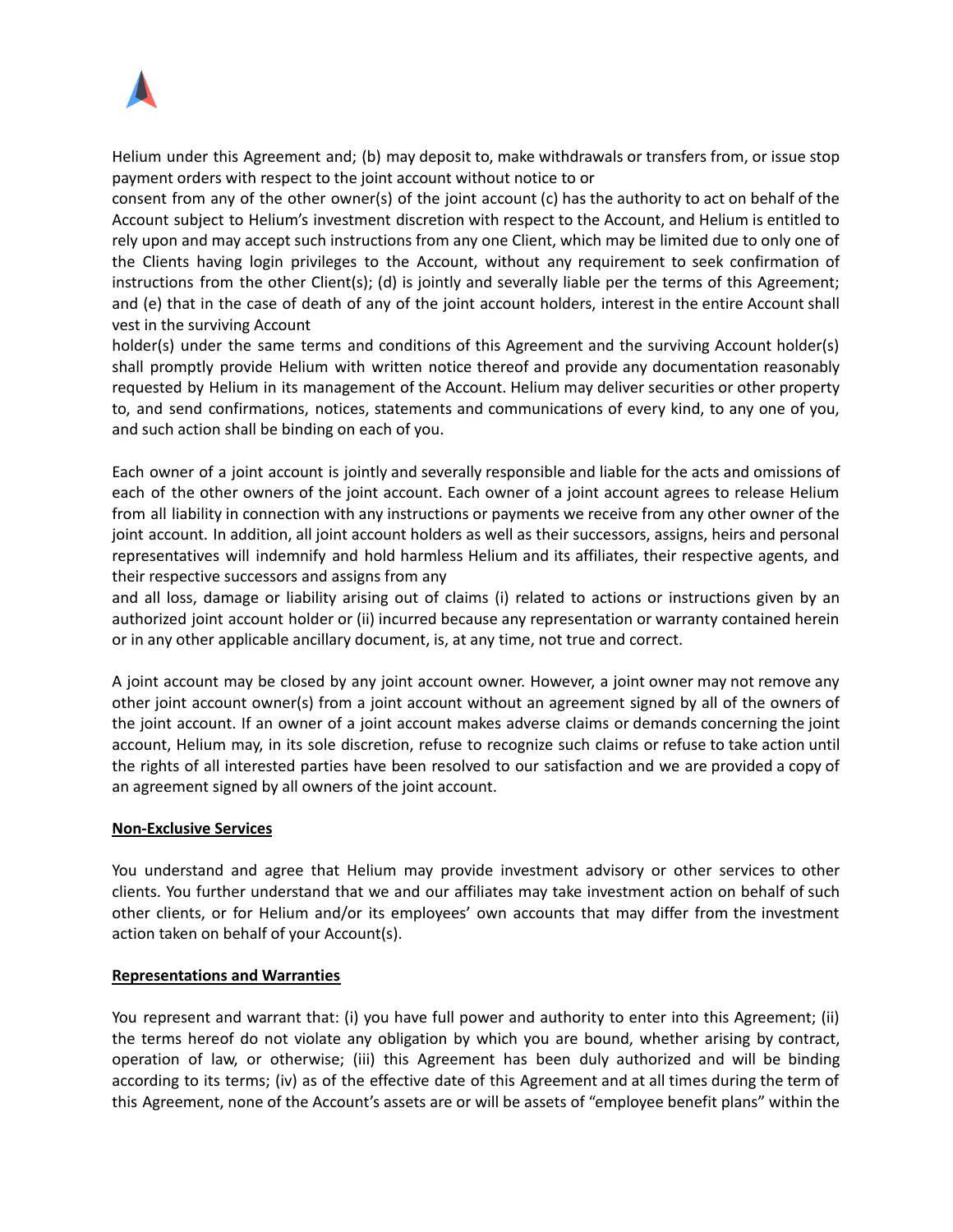Helium under this Agreement and; (b) may deposit to, make withdrawals or transfers from, or issue stop payment orders with respect to the joint account without notice to or consent from any of the other owner(s) of the joint account (c) has the authority to act on behalf of the Account subject to Helium's investment discretion with respect to the Account, and Helium is entitled to rely upon and may accept such instructions from any one Client, which may be limited due to only one of the Clients having login privileges to the Account, without any requirement to seek confirmation of instructions from the other Client(s); (d) is jointly and severally liable per the terms of this Agreement; and (e) that in the case of death of any of the joint account holders, interest in the entire Account shall vest in the surviving Account holder(s) under the same terms and conditions of this Agreement and the surviving Account holder(s) shall promptly provide Helium with written notice thereof and provide any documentation reasonably requested by Helium in its management of the Account. Helium may deliver securities or other property to, and send confirmations, notices, statements and communications of every kind, to any one of you, and such action shall be binding on each of you.

Each owner of a joint account is jointly and severally responsible and liable for the acts and omissions of each of the other owners of the joint account. Each owner of a joint account agrees to release Helium from all liability in connection with any instructions or payments we receive from any other owner of the joint account. In addition, all joint account holders as well as their successors, assigns, heirs and personal representatives will indemnify and hold harmless Helium and its affiliates, their respective agents, and their respective successors and assigns from any and all loss, damage or liability arising out of claims (i) related to actions or instructions given by an authorized joint account holder or (ii) incurred because any representation or warranty contained herein or in any other applicable ancillary document, is, at any time, not true and correct.

A joint account may be closed by any joint account owner. However, a joint owner may not remove any other joint account owner(s) from a joint account without an agreement signed by all of the owners of the joint account. If an owner of a joint account makes adverse claims or demands concerning the joint account, Helium may, in its sole discretion, refuse to recognize such claims or refuse to take action until the rights of all interested parties have been resolved to our satisfaction and we are provided a copy of an agreement signed by all owners of the joint account.

**Non-Exclusive Services**

You understand and agree that Helium may provide investment advisory or other services to other clients. You further understand that we and our affiliates may take investment action on behalf of such other clients, or for Helium and/or its employees' own accounts that may differ from the investment action taken on behalf of your Account(s).

**Representations and Warranties**

You represent and warrant that: (i) you have full power and authority to enter into this Agreement; (ii) the terms hereof do not violate any obligation by which you are bound, whether arising by contract, operation of law, or otherwise; (iii) this Agreement has been duly authorized and will be binding according to its terms; (iv) as of the effective date of this Agreement and at all times during the term of this Agreement, none of the Account's assets are or will be assets of "employee benefit plans" within the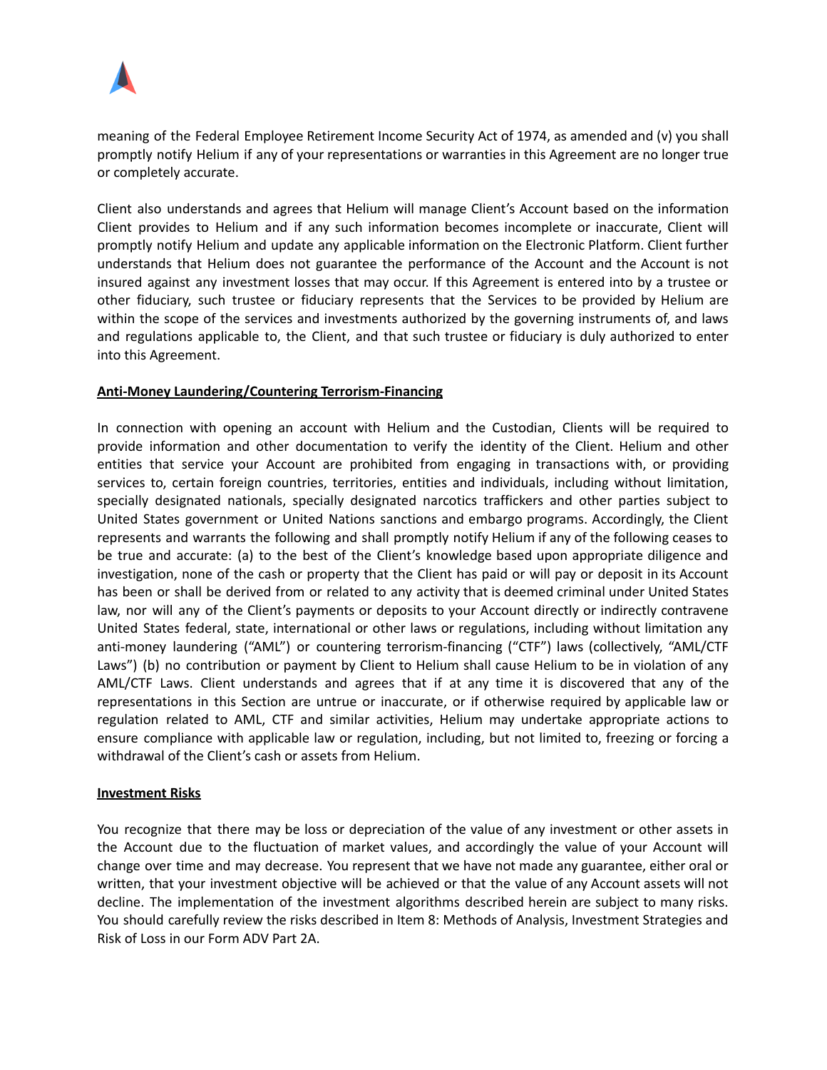meaning of the Federal Employee Retirement Income Security Act of 1974, as amended and (v) you shall promptly notify Helium if any of your representations or warranties in this Agreement are no longer true or completely accurate.

Client also understands and agrees that Helium will manage Client's Account based on the information Client provides to Helium and if any such information becomes incomplete or inaccurate, Client will promptly notify Helium and update any applicable information on the Electronic Platform. Client further understands that Helium does not guarantee the performance of the Account and the Account is not insured against any investment losses that may occur. If this Agreement is entered into by a trustee or other fiduciary, such trustee or fiduciary represents that the Services to be provided by Helium are within the scope of the services and investments authorized by the governing instruments of, and laws and regulations applicable to, the Client, and that such trustee or fiduciary is duly authorized to enter into this Agreement.

**Anti-Money Laundering/Countering Terrorism-Financing**

In connection with opening an account with Helium and the Custodian, Clients will be required to provide information and other documentation to verify the identity of the Client. Helium and other entities that service your Account are prohibited from engaging in transactions with, or providing services to, certain foreign countries, territories, entities and individuals, including without limitation, specially designated nationals, specially designated narcotics traffickers and other parties subject to United States government or United Nations sanctions and embargo programs. Accordingly, the Client represents and warrants the following and shall promptly notify Helium if any of the following ceases to be true and accurate: (a) to the best of the Client's knowledge based upon appropriate diligence and investigation, none of the cash or property that the Client has paid or will pay or deposit in its Account has been or shall be derived from or related to any activity that is deemed criminal under United States law, nor will any of the Client's payments or deposits to your Account directly or indirectly contravene United States federal, state, international or other laws or regulations, including without limitation any anti-money laundering ("AML") or countering terrorism-financing ("CTF") laws (collectively, "AML/CTF Laws") (b) no contribution or payment by Client to Helium shall cause Helium to be in violation of any AML/CTF Laws. Client understands and agrees that if at any time it is discovered that any of the representations in this Section are untrue or inaccurate, or if otherwise required by applicable law or regulation related to AML, CTF and similar activities, Helium may undertake appropriate actions to ensure compliance with applicable law or regulation, including, but not limited to, freezing or forcing a withdrawal of the Client's cash or assets from Helium.

**Investment Risks**

You recognize that there may be loss or depreciation of the value of any investment or other assets in the Account due to the fluctuation of market values, and accordingly the value of your Account will change over time and may decrease. You represent that we have not made any guarantee, either oral or written, that your investment objective will be achieved or that the value of any Account assets will not decline. The implementation of the investment algorithms described herein are subject to many risks. You should carefully review the risks described in Item 8: Methods of Analysis, Investment Strategies and Risk of Loss in our Form ADV Part 2A.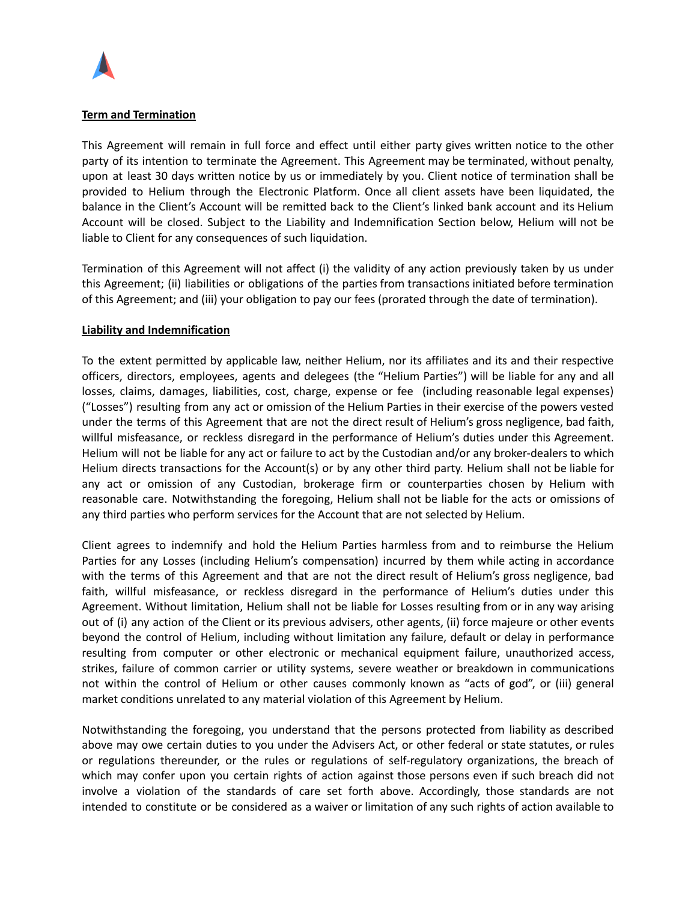**Term and Termination**

This Agreement will remain in full force and effect until either party gives written notice to the other party of its intention to terminate the Agreement. This Agreement may be terminated, without penalty, upon at least 30 days written notice by us or immediately by you. Client notice of termination shall be provided to Helium through the Electronic Platform. Once all client assets have been liquidated, the balance in the Client's Account will be remitted back to the Client's linked bank account and its Helium Account will be closed. Subject to the Liability and Indemnification Section below, Helium will not be liable to Client for any consequences of such liquidation.

Termination of this Agreement will not affect (i) the validity of any action previously taken by us under this Agreement; (ii) liabilities or obligations of the parties from transactions initiated before termination of this Agreement; and (iii) your obligation to pay our fees (prorated through the date of termination).

**Liability and Indemnification**

To the extent permitted by applicable law, neither Helium, nor its affiliates and its and their respective officers, directors, employees, agents and delegees (the "Helium Parties") will be liable for any and all losses, claims, damages, liabilities, cost, charge, expense or fee (including reasonable legal expenses) ("Losses") resulting from any act or omission of the Helium Parties in their exercise of the powers vested under the terms of this Agreement that are not the direct result of Helium's gross negligence, bad faith, willful misfeasance, or reckless disregard in the performance of Helium's duties under this Agreement. Helium will not be liable for any act or failure to act by the Custodian and/or any broker-dealers to which Helium directs transactions for the Account(s) or by any other third party. Helium shall not be liable for any act or omission of any Custodian, brokerage firm or counterparties chosen by Helium with reasonable care. Notwithstanding the foregoing, Helium shall not be liable for the acts or omissions of any third parties who perform services for the Account that are not selected by Helium.

Client agrees to indemnify and hold the Helium Parties harmless from and to reimburse the Helium Parties for any Losses (including Helium's compensation) incurred by them while acting in accordance with the terms of this Agreement and that are not the direct result of Helium's gross negligence, bad faith, willful misfeasance, or reckless disregard in the performance of Helium's duties under this Agreement. Without limitation, Helium shall not be liable for Losses resulting from or in any way arising out of (i) any action of the Client or its previous advisers, other agents, (ii) force majeure or other events beyond the control of Helium, including without limitation any failure, default or delay in performance resulting from computer or other electronic or mechanical equipment failure, unauthorized access, strikes, failure of common carrier or utility systems, severe weather or breakdown in communications not within the control of Helium or other causes commonly known as "acts of god", or (iii) general market conditions unrelated to any material violation of this Agreement by Helium.

Notwithstanding the foregoing, you understand that the persons protected from liability as described above may owe certain duties to you under the Advisers Act, or other federal or state statutes, or rules or regulations thereunder, or the rules or regulations of self-regulatory organizations, the breach of which may confer upon you certain rights of action against those persons even if such breach did not involve a violation of the standards of care set forth above. Accordingly, those standards are not intended to constitute or be considered as a waiver or limitation of any such rights of action available to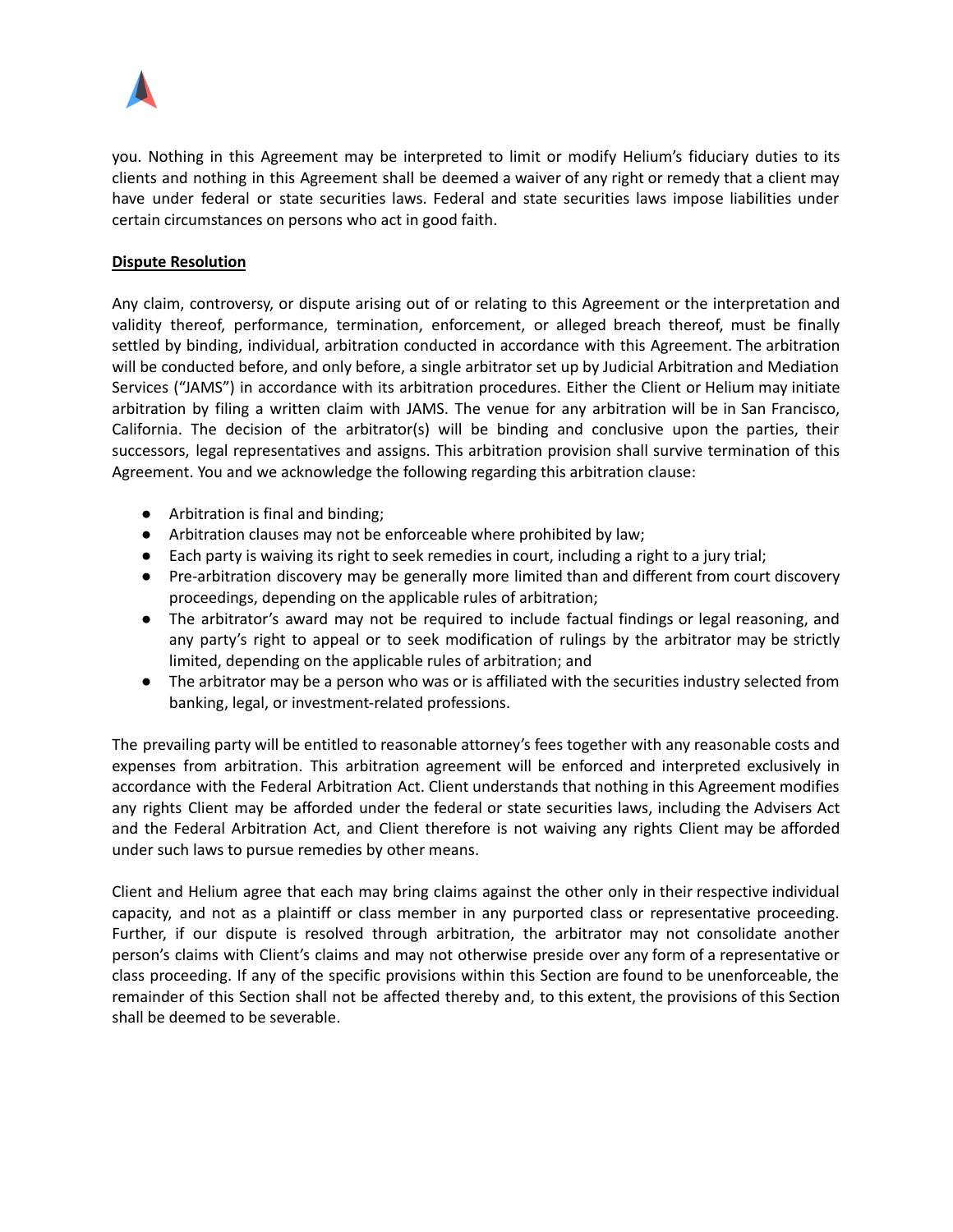you. Nothing in this Agreement may be interpreted to limit or modify Helium's fiduciary duties to its clients and nothing in this Agreement shall be deemed a waiver of any right or remedy that a client may have under federal or state securities laws. Federal and state securities laws impose liabilities under certain circumstances on persons who act in good faith.

**Dispute Resolution**

Any claim, controversy, or dispute arising out of or relating to this Agreement or the interpretation and validity thereof, performance, termination, enforcement, or alleged breach thereof, must be finally settled by binding, individual, arbitration conducted in accordance with this Agreement. The arbitration will be conducted before, and only before, a single arbitrator set up by Judicial Arbitration and Mediation Services ("JAMS") in accordance with its arbitration procedures. Either the Client or Helium may initiate arbitration by filing a written claim with JAMS. The venue for any arbitration will be in San Francisco, California. The decision of the arbitrator(s) will be binding and conclusive upon the parties, their successors, legal representatives and assigns. This arbitration provision shall survive termination of this Agreement. You and we acknowledge the following regarding this arbitration clause:

- Arbitration is final and binding;
- Arbitration clauses may not be enforceable where prohibited by law;
- Each party is waiving its right to seek remedies in court, including a right to a jury trial;
- Pre-arbitration discovery may be generally more limited than and different from court discovery proceedings, depending on the applicable rules of arbitration;
- The arbitrator's award may not be required to include factual findings or legal reasoning, and any party's right to appeal or to seek modification of rulings by the arbitrator may be strictly limited, depending on the applicable rules of arbitration; and
- The arbitrator may be a person who was or is affiliated with the securities industry selected from banking, legal, or investment-related professions.

The prevailing party will be entitled to reasonable attorney's fees together with any reasonable costs and expenses from arbitration. This arbitration agreement will be enforced and interpreted exclusively in accordance with the Federal Arbitration Act. Client understands that nothing in this Agreement modifies any rights Client may be afforded under the federal or state securities laws, including the Advisers Act and the Federal Arbitration Act, and Client therefore is not waiving any rights Client may be afforded under such laws to pursue remedies by other means.

Client and Helium agree that each may bring claims against the other only in their respective individual capacity, and not as a plaintiff or class member in any purported class or representative proceeding. Further, if our dispute is resolved through arbitration, the arbitrator may not consolidate another person's claims with Client's claims and may not otherwise preside over any form of a representative or class proceeding. If any of the specific provisions within this Section are found to be unenforceable, the remainder of this Section shall not be affected thereby and, to this extent, the provisions of this Section shall be deemed to be severable.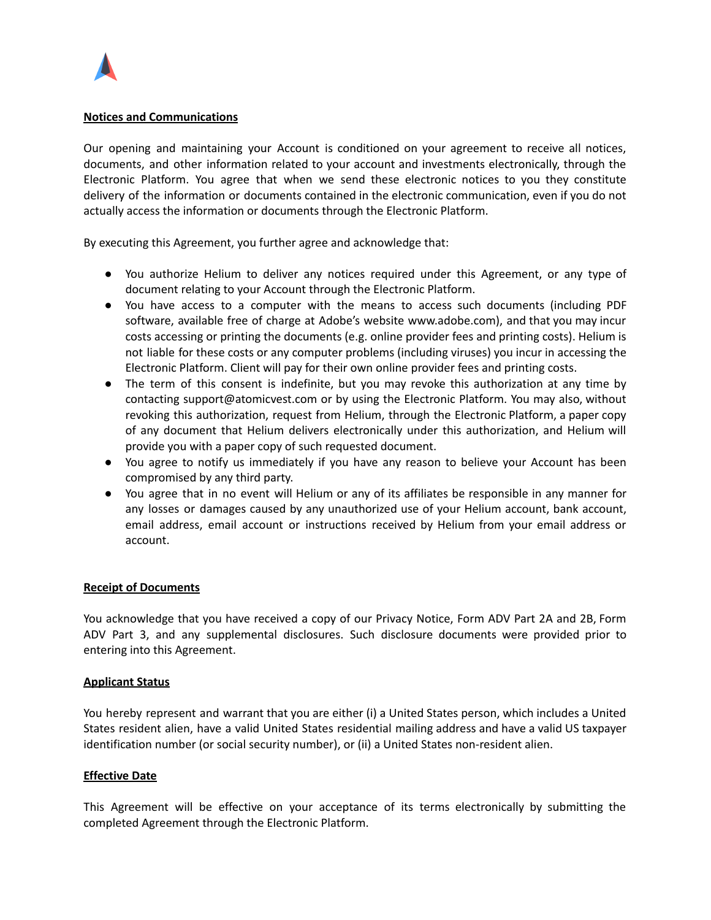**Notices and Communications**

Our opening and maintaining your Account is conditioned on your agreement to receive all notices, documents, and other information related to your account and investments electronically, through the Electronic Platform. You agree that when we send these electronic notices to you they constitute delivery of the information or documents contained in the electronic communication, even if you do not actually access the information or documents through the Electronic Platform.

By executing this Agreement, you further agree and acknowledge that:

- You authorize Helium to deliver any notices required under this Agreement, or any type of document relating to your Account through the Electronic Platform.
- You have access to a computer with the means to access such documents (including PDF software, available free of charge at Adobe's website www.adobe.com), and that you may incur costs accessing or printing the documents (e.g. online provider fees and printing costs). Helium is not liable for these costs or any computer problems (including viruses) you incur in accessing the Electronic Platform. Client will pay for their own online provider fees and printing costs.
- The term of this consent is indefinite, but you may revoke this authorization at any time by contacting support@atomicvest.com or by using the Electronic Platform. You may also, without revoking this authorization, request from Helium, through the Electronic Platform, a paper copy of any document that Helium delivers electronically under this authorization, and Helium will provide you with a paper copy of such requested document.
- You agree to notify us immediately if you have any reason to believe your Account has been compromised by any third party.
- You agree that in no event will Helium or any of its affiliates be responsible in any manner for any losses or damages caused by any unauthorized use of your Helium account, bank account, email address, email account or instructions received by Helium from your email address or account.

**Receipt of Documents**

You acknowledge that you have received a copy of our Privacy Notice, Form ADV Part 2A and 2B, Form ADV Part 3, and any supplemental disclosures. Such disclosure documents were provided prior to entering into this Agreement.

**Applicant Status**

You hereby represent and warrant that you are either (i) a United States person, which includes a United States resident alien, have a valid United States residential mailing address and have a valid US taxpayer identification number (or social security number), or (ii) a United States non-resident alien.

**Effective Date**

This Agreement will be effective on your acceptance of its terms electronically by submitting the completed Agreement through the Electronic Platform.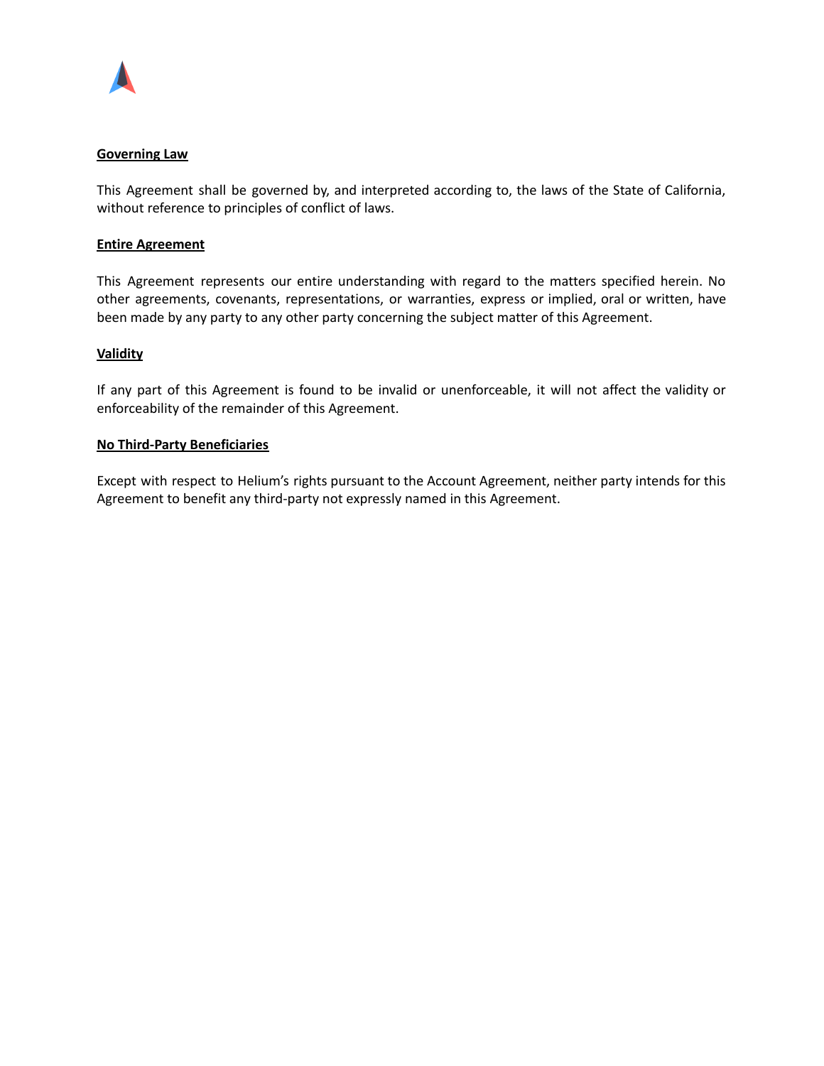**Governing Law**

This Agreement shall be governed by, and interpreted according to, the laws of the State of California, without reference to principles of conflict of laws.

**Entire Agreement**

This Agreement represents our entire understanding with regard to the matters specified herein. No other agreements, covenants, representations, or warranties, express or implied, oral or written, have been made by any party to any other party concerning the subject matter of this Agreement.

**Validity**

If any part of this Agreement is found to be invalid or unenforceable, it will not affect the validity or enforceability of the remainder of this Agreement.

**No Third-Party Beneficiaries**

Except with respect to Helium's rights pursuant to the Account Agreement, neither party intends for this Agreement to benefit any third-party not expressly named in this Agreement.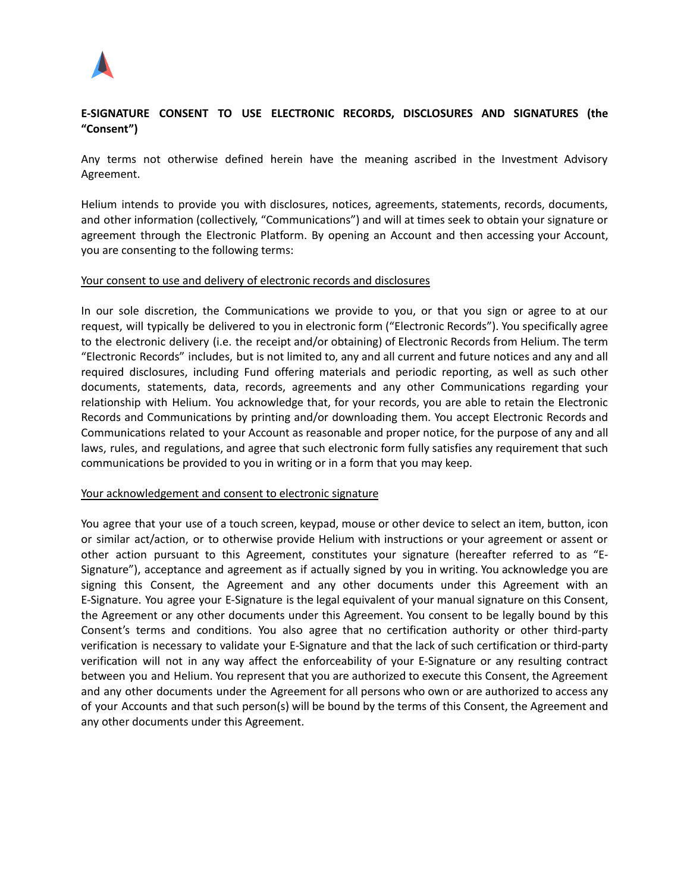**E-SIGNATURE CONSENT TO USE ELECTRONIC RECORDS, DISCLOSURES AND SIGNATURES (the "Consent")**

Any terms not otherwise defined herein have the meaning ascribed in the Investment Advisory Agreement.

Helium intends to provide you with disclosures, notices, agreements, statements, records, documents, and other information (collectively, "Communications") and will at times seek to obtain your signature or agreement through the Electronic Platform. By opening an Account and then accessing your Account, you are consenting to the following terms:

<u>Your consent to use and delivery of electronic records and disclosures</u>

In our sole discretion, the Communications we provide to you, or that you sign or agree to at our request, will typically be delivered to you in electronic form ("Electronic Records"). You specifically agree to the electronic delivery (i.e. the receipt and/or obtaining) of Electronic Records from Helium. The term "Electronic Records" includes, but is not limited to, any and all current and future notices and any and all required disclosures, including Fund offering materials and periodic reporting, as well as such other documents, statements, data, records, agreements and any other Communications regarding your relationship with Helium. You acknowledge that, for your records, you are able to retain the Electronic Records and Communications by printing and/or downloading them. You accept Electronic Records and Communications related to your Account as reasonable and proper notice, for the purpose of any and all laws, rules, and regulations, and agree that such electronic form fully satisfies any requirement that such communications be provided to you in writing or in a form that you may keep.

<u>Your acknowledgement and consent to electronic signature</u>

You agree that your use of a touch screen, keypad, mouse or other device to select an item, button, icon or similar act/action, or to otherwise provide Helium with instructions or your agreement or assent or other action pursuant to this Agreement, constitutes your signature (hereafter referred to as "E-Signature"), acceptance and agreement as if actually signed by you in writing. You acknowledge you are signing this Consent, the Agreement and any other documents under this Agreement with an E-Signature. You agree your E-Signature is the legal equivalent of your manual signature on this Consent, the Agreement or any other documents under this Agreement. You consent to be legally bound by this Consent's terms and conditions. You also agree that no certification authority or other third-party verification is necessary to validate your E-Signature and that the lack of such certification or third-party verification will not in any way affect the enforceability of your E-Signature or any resulting contract between you and Helium. You represent that you are authorized to execute this Consent, the Agreement and any other documents under the Agreement for all persons who own or are authorized to access any of your Accounts and that such person(s) will be bound by the terms of this Consent, the Agreement and any other documents under this Agreement.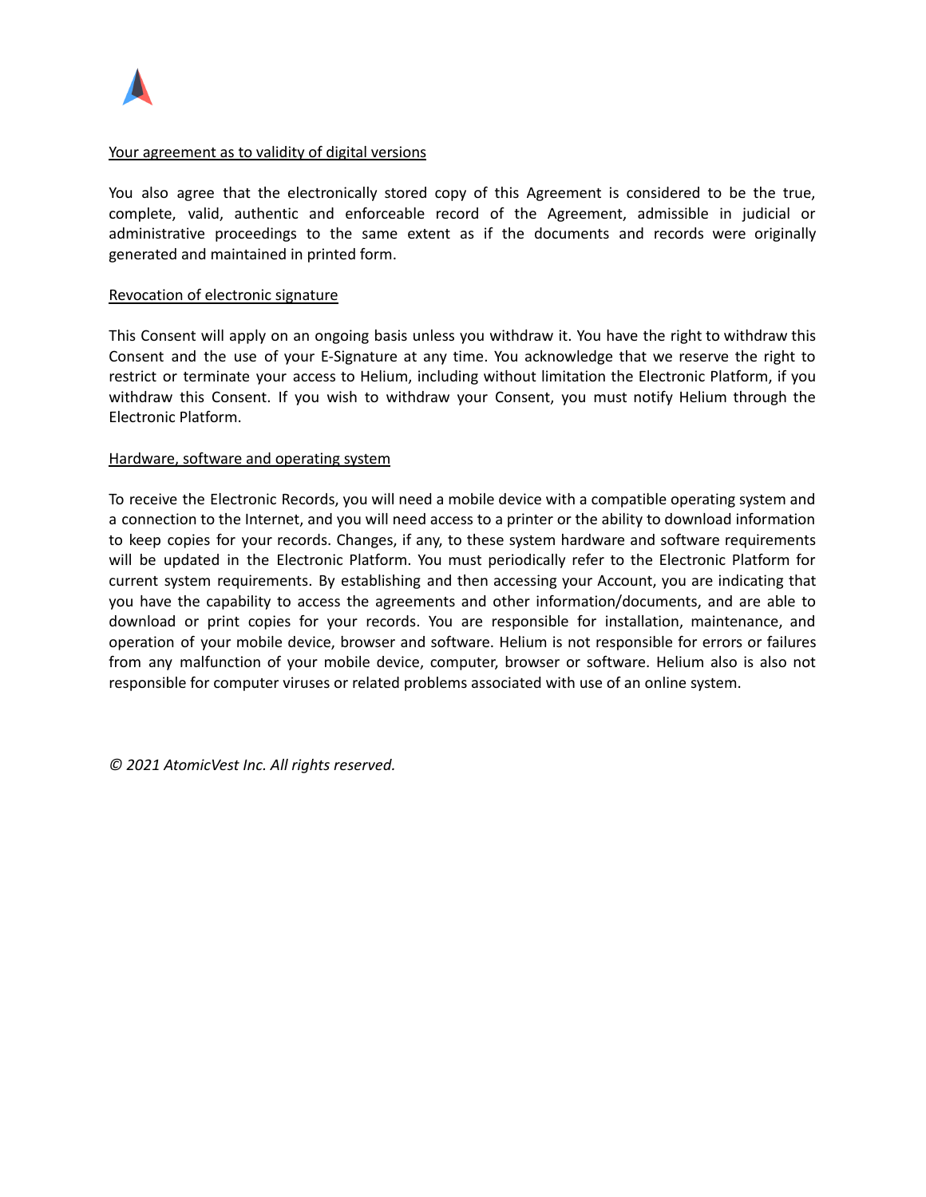Your agreement as to validity of digital versions

You also agree that the electronically stored copy of this Agreement is considered to be the true, complete, valid, authentic and enforceable record of the Agreement, admissible in judicial or administrative proceedings to the same extent as if the documents and records were originally generated and maintained in printed form.

Revocation of electronic signature

This Consent will apply on an ongoing basis unless you withdraw it. You have the right to withdraw this Consent and the use of your E-Signature at any time. You acknowledge that we reserve the right to restrict or terminate your access to Helium, including without limitation the Electronic Platform, if you withdraw this Consent. If you wish to withdraw your Consent, you must notify Helium through the Electronic Platform.

Hardware, software and operating system

To receive the Electronic Records, you will need a mobile device with a compatible operating system and a connection to the Internet, and you will need access to a printer or the ability to download information to keep copies for your records. Changes, if any, to these system hardware and software requirements will be updated in the Electronic Platform. You must periodically refer to the Electronic Platform for current system requirements. By establishing and then accessing your Account, you are indicating that you have the capability to access the agreements and other information/documents, and are able to download or print copies for your records. You are responsible for installation, maintenance, and operation of your mobile device, browser and software. Helium is not responsible for errors or failures from any malfunction of your mobile device, computer, browser or software. Helium also is also not responsible for computer viruses or related problems associated with use of an online system.

*© 2021 AtomicVest Inc. All rights reserved.*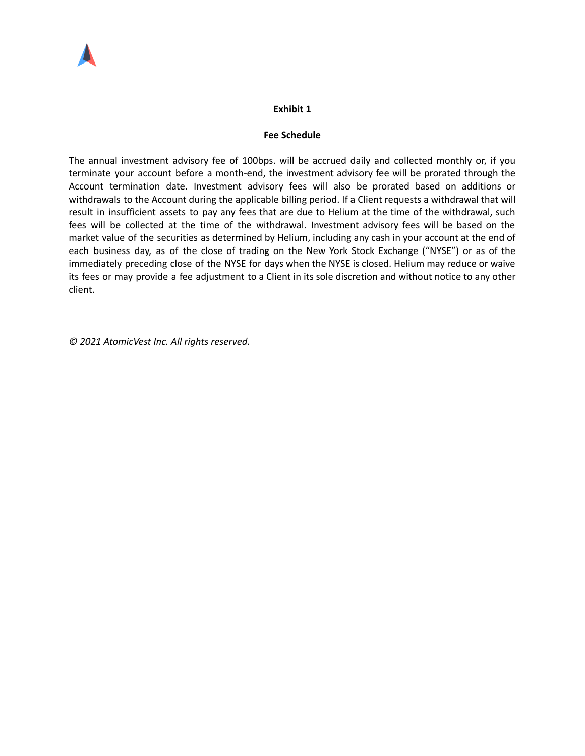**Exhibit 1**

**Fee Schedule**

The annual investment advisory fee of 100bps. will be accrued daily and collected monthly or, if you terminate your account before a month-end, the investment advisory fee will be prorated through the Account termination date. Investment advisory fees will also be prorated based on additions or withdrawals to the Account during the applicable billing period. If a Client requests a withdrawal that will result in insufficient assets to pay any fees that are due to Helium at the time of the withdrawal, such fees will be collected at the time of the withdrawal. Investment advisory fees will be based on the market value of the securities as determined by Helium, including any cash in your account at the end of each business day, as of the close of trading on the New York Stock Exchange ("NYSE") or as of the immediately preceding close of the NYSE for days when the NYSE is closed. Helium may reduce or waive its fees or may provide a fee adjustment to a Client in its sole discretion and without notice to any other client.

*© 2021 AtomicVest Inc. All rights reserved.*